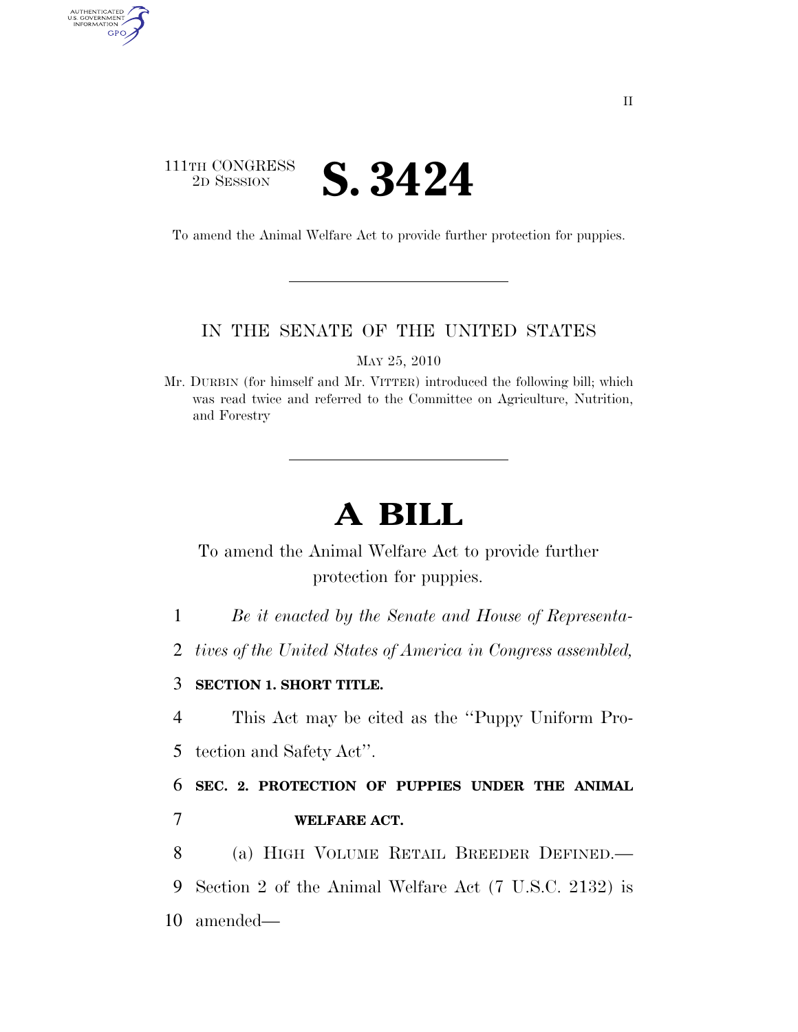111TH CONGRESS
2D SESSION

# S. 3424

To amend the Animal Welfare Act to provide further protection for puppies.

---

IN THE SENATE OF THE UNITED STATES

MAY 25, 2010

Mr. DURBIN (for himself and Mr. VITTER) introduced the following bill; which was read twice and referred to the Committee on Agriculture, Nutrition, and Forestry

---

# A BILL

To amend the Animal Welfare Act to provide further protection for puppies.

1 *Be it enacted by the Senate and House of Representa-*
2 *tives of the United States of America in Congress assembled,*

3 **SECTION 1. SHORT TITLE.**

4 This Act may be cited as the "Puppy Uniform Pro-
5 tection and Safety Act".

6 **SEC. 2. PROTECTION OF PUPPIES UNDER THE ANIMAL**
7 **WELFARE ACT.**

8 (a) HIGH VOLUME RETAIL BREEDER DEFINED.—
9 Section 2 of the Animal Welfare Act (7 U.S.C. 2132) is
10 amended—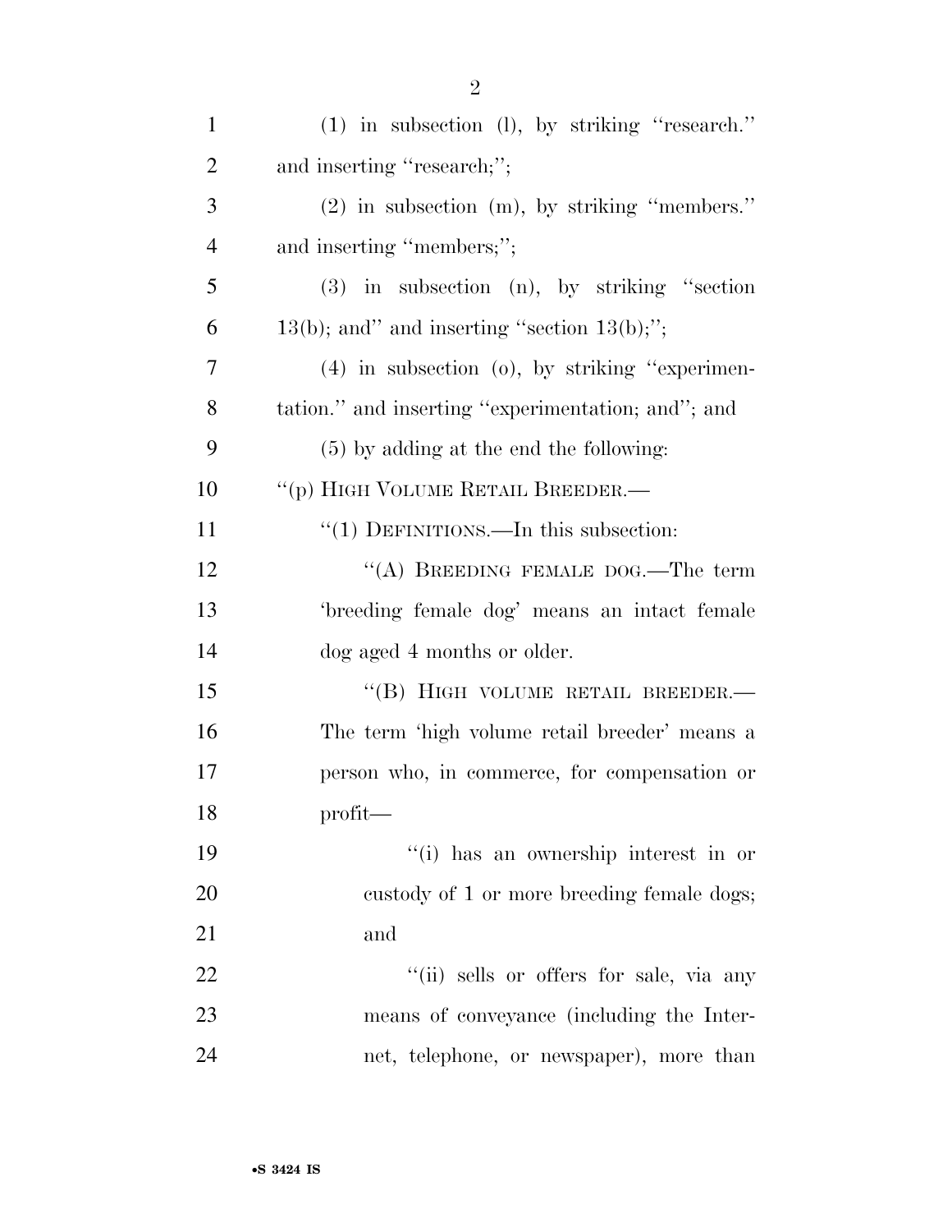(1) in subsection (l), by striking "research." and inserting "research;";

(2) in subsection (m), by striking "members." and inserting "members;";

(3) in subsection (n), by striking "section 13(b); and" and inserting "section 13(b);";

(4) in subsection (o), by striking "experimentation." and inserting "experimentation; and"; and

(5) by adding at the end the following:

"(p) HIGH VOLUME RETAIL BREEDER.—

"(1) DEFINITIONS.—In this subsection:

"(A) BREEDING FEMALE DOG.—The term 'breeding female dog' means an intact female dog aged 4 months or older.

"(B) HIGH VOLUME RETAIL BREEDER.— The term 'high volume retail breeder' means a person who, in commerce, for compensation or profit—

"(i) has an ownership interest in or custody of 1 or more breeding female dogs; and

"(ii) sells or offers for sale, via any means of conveyance (including the Internet, telephone, or newspaper), more than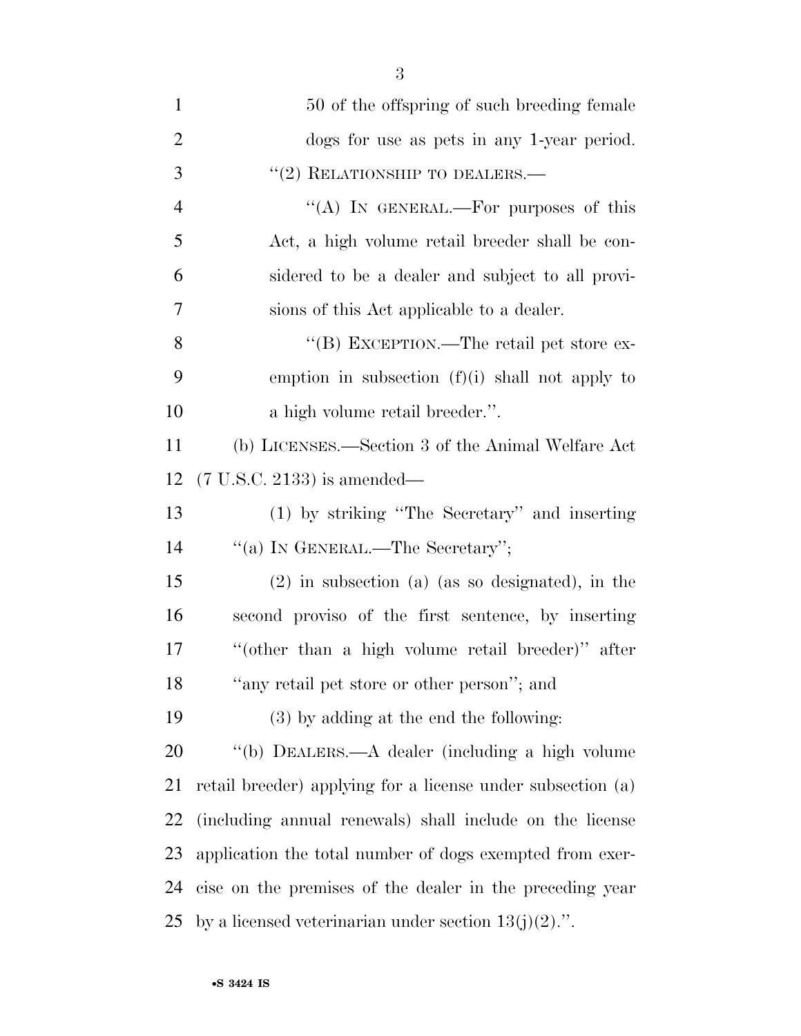50 of the offspring of such breeding female dogs for use as pets in any 1-year period.

"(2) RELATIONSHIP TO DEALERS.—

"(A) IN GENERAL.—For purposes of this Act, a high volume retail breeder shall be considered to be a dealer and subject to all provisions of this Act applicable to a dealer.

"(B) EXCEPTION.—The retail pet store exemption in subsection (f)(i) shall not apply to a high volume retail breeder.".

(b) LICENSES.—Section 3 of the Animal Welfare Act (7 U.S.C. 2133) is amended—

(1) by striking "The Secretary" and inserting "(a) IN GENERAL.—The Secretary";

(2) in subsection (a) (as so designated), in the second proviso of the first sentence, by inserting "(other than a high volume retail breeder)" after "any retail pet store or other person"; and

(3) by adding at the end the following:

"(b) DEALERS.—A dealer (including a high volume retail breeder) applying for a license under subsection (a) (including annual renewals) shall include on the license application the total number of dogs exempted from exercise on the premises of the dealer in the preceding year by a licensed veterinarian under section 13(j)(2).".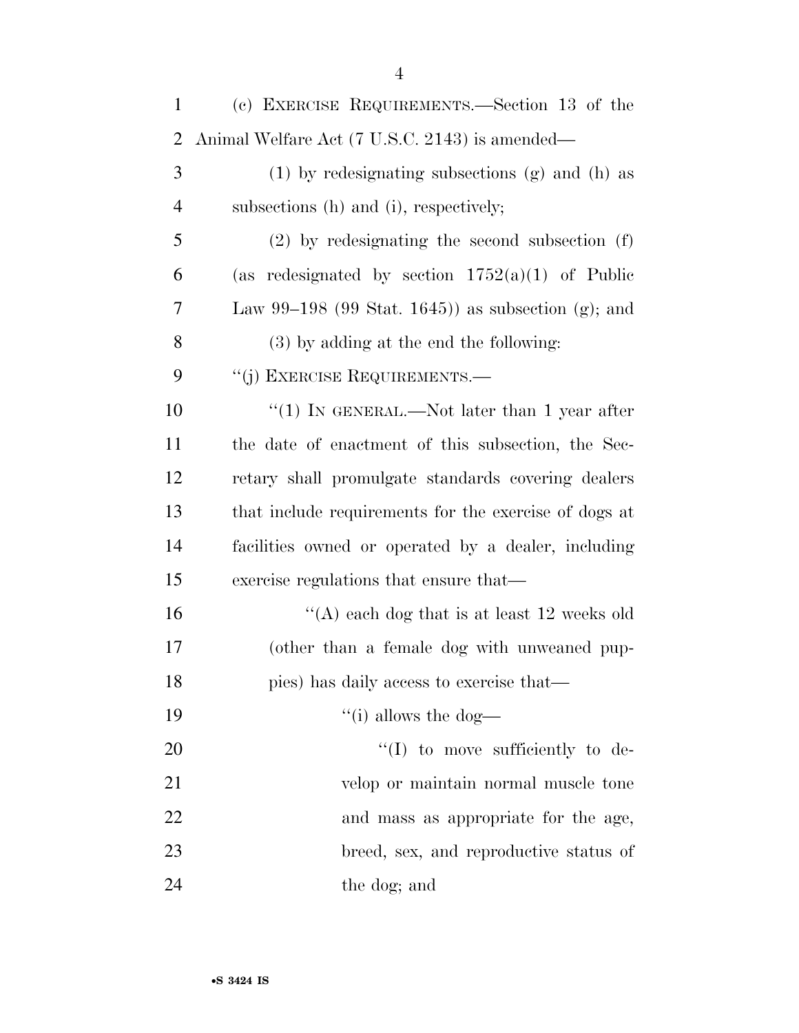(c) Exercise Requirements.—Section 13 of the Animal Welfare Act (7 U.S.C. 2143) is amended—

(1) by redesignating subsections (g) and (h) as subsections (h) and (i), respectively;

(2) by redesignating the second subsection (f) (as redesignated by section 1752(a)(1) of Public Law 99–198 (99 Stat. 1645)) as subsection (g); and

(3) by adding at the end the following:

"(j) Exercise Requirements.—

"(1) In general.—Not later than 1 year after the date of enactment of this subsection, the Secretary shall promulgate standards covering dealers that include requirements for the exercise of dogs at facilities owned or operated by a dealer, including exercise regulations that ensure that—

"(A) each dog that is at least 12 weeks old (other than a female dog with unweaned puppies) has daily access to exercise that—

"(i) allows the dog—

"(I) to move sufficiently to develop or maintain normal muscle tone and mass as appropriate for the age, breed, sex, and reproductive status of the dog; and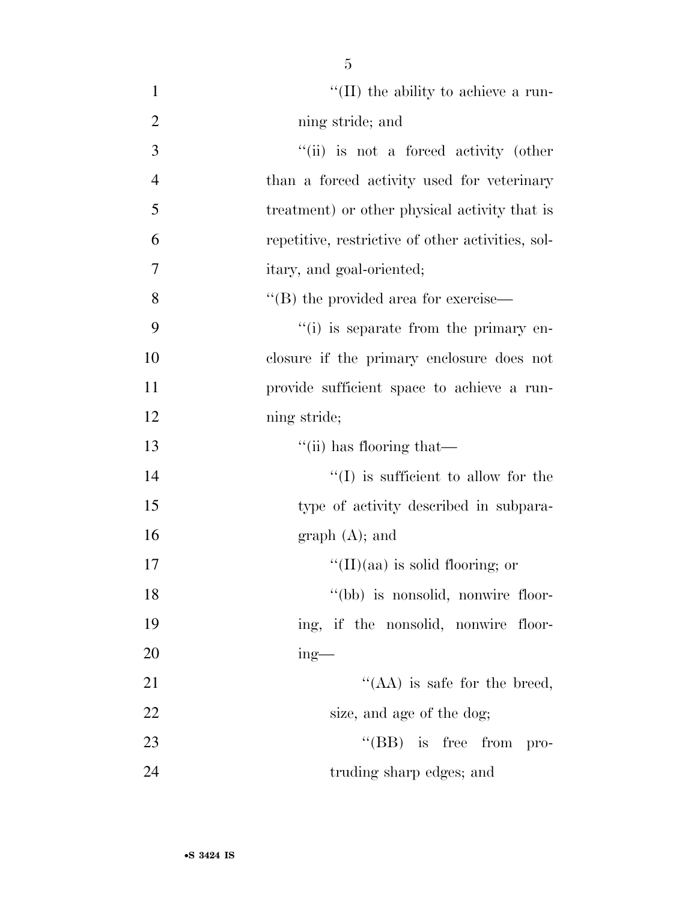''(II) the ability to achieve a running stride; and

''(ii) is not a forced activity (other than a forced activity used for veterinary treatment) or other physical activity that is repetitive, restrictive of other activities, solitary, and goal-oriented;

''(B) the provided area for exercise—

''(i) is separate from the primary enclosure if the primary enclosure does not provide sufficient space to achieve a running stride;

''(ii) has flooring that—

''(I) is sufficient to allow for the type of activity described in subparagraph (A); and

''(II)(aa) is solid flooring; or

''(bb) is nonsolid, nonwire flooring, if the nonsolid, nonwire flooring—

''(AA) is safe for the breed, size, and age of the dog;

''(BB) is free from protruding sharp edges; and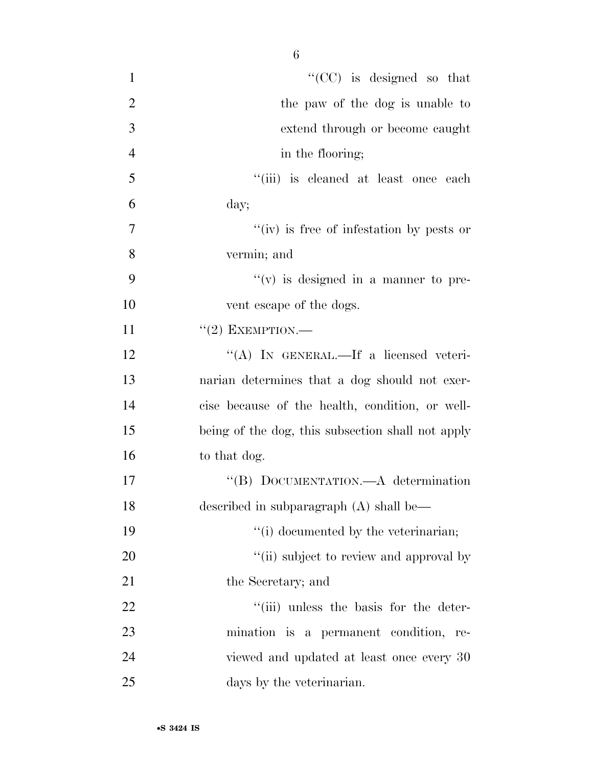"(CC) is designed so that the paw of the dog is unable to extend through or become caught in the flooring;

"(iii) is cleaned at least once each day;

"(iv) is free of infestation by pests or vermin; and

"(v) is designed in a manner to prevent escape of the dogs.

"(2) EXEMPTION.—

"(A) IN GENERAL.—If a licensed veterinarian determines that a dog should not exercise because of the health, condition, or well-being of the dog, this subsection shall not apply to that dog.

"(B) DOCUMENTATION.—A determination described in subparagraph (A) shall be—

"(i) documented by the veterinarian;

"(ii) subject to review and approval by the Secretary; and

"(iii) unless the basis for the determination is a permanent condition, reviewed and updated at least once every 30 days by the veterinarian.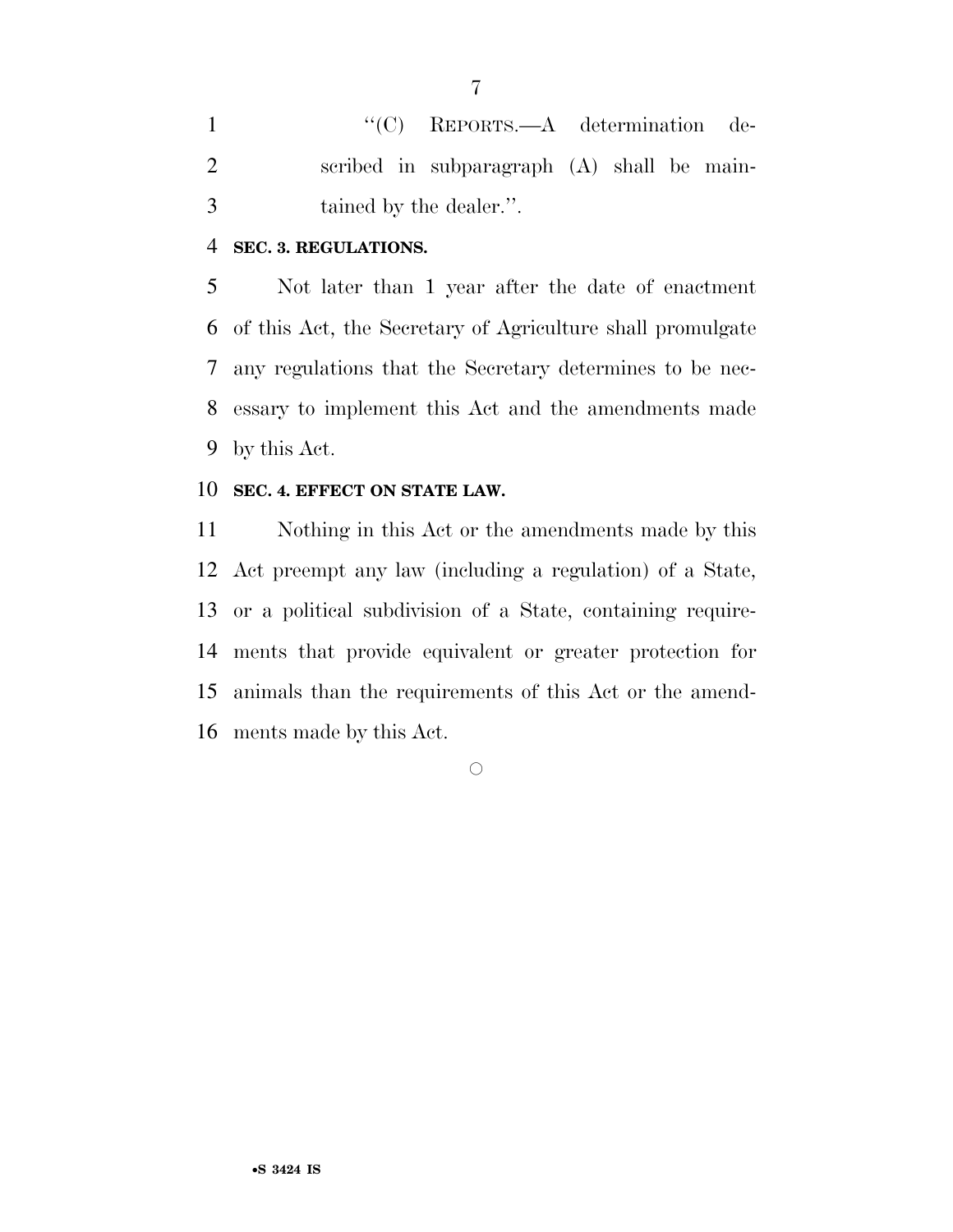"(C) REPORTS.—A determination described in subparagraph (A) shall be maintained by the dealer.".

**SEC. 3. REGULATIONS.**

Not later than 1 year after the date of enactment of this Act, the Secretary of Agriculture shall promulgate any regulations that the Secretary determines to be necessary to implement this Act and the amendments made by this Act.

**SEC. 4. EFFECT ON STATE LAW.**

Nothing in this Act or the amendments made by this Act preempt any law (including a regulation) of a State, or a political subdivision of a State, containing requirements that provide equivalent or greater protection for animals than the requirements of this Act or the amendments made by this Act.

○